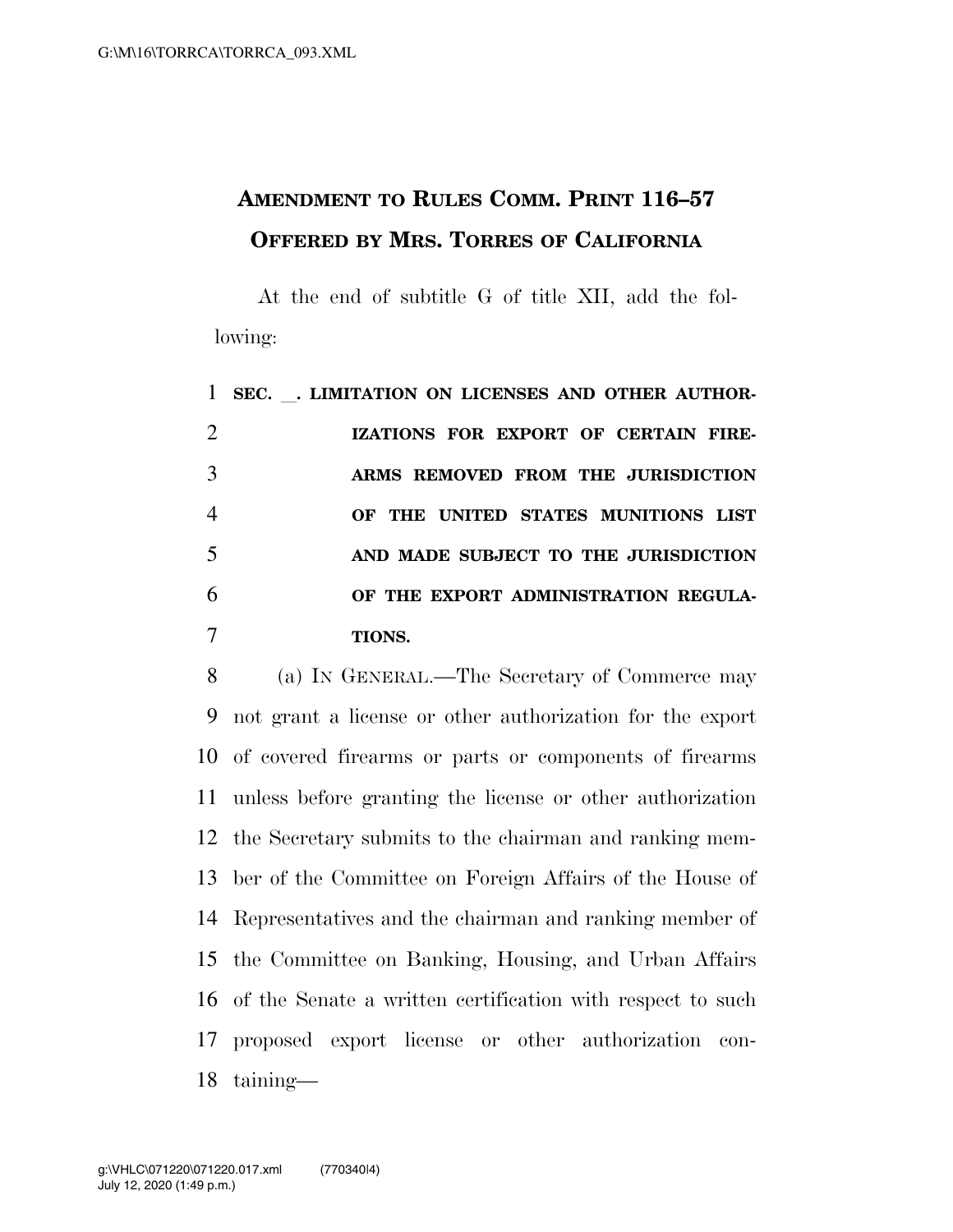**AMENDMENT TO RULES COMM. PRINT 116–57**
**OFFERED BY MRS. TORRES OF CALIFORNIA**

At the end of subtitle G of title XII, add the following:

**SEC. __. LIMITATION ON LICENSES AND OTHER AUTHORIZATIONS FOR EXPORT OF CERTAIN FIREARMS REMOVED FROM THE JURISDICTION OF THE UNITED STATES MUNITIONS LIST AND MADE SUBJECT TO THE JURISDICTION OF THE EXPORT ADMINISTRATION REGULATIONS.**

(a) IN GENERAL.—The Secretary of Commerce may not grant a license or other authorization for the export of covered firearms or parts or components of firearms unless before granting the license or other authorization the Secretary submits to the chairman and ranking member of the Committee on Foreign Affairs of the House of Representatives and the chairman and ranking member of the Committee on Banking, Housing, and Urban Affairs of the Senate a written certification with respect to such proposed export license or other authorization containing—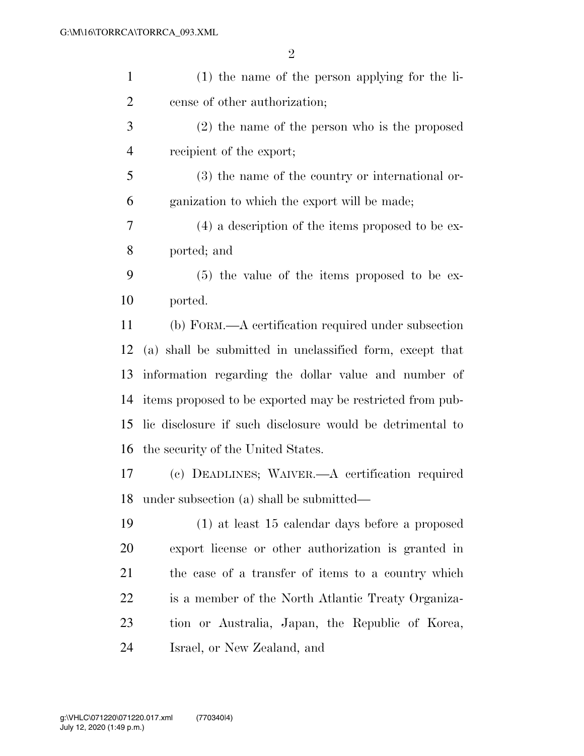(1) the name of the person applying for the license of other authorization;

(2) the name of the person who is the proposed recipient of the export;

(3) the name of the country or international organization to which the export will be made;

(4) a description of the items proposed to be exported; and

(5) the value of the items proposed to be exported.

(b) FORM.—A certification required under subsection (a) shall be submitted in unclassified form, except that information regarding the dollar value and number of items proposed to be exported may be restricted from public disclosure if such disclosure would be detrimental to the security of the United States.

(c) DEADLINES; WAIVER.—A certification required under subsection (a) shall be submitted—

(1) at least 15 calendar days before a proposed export license or other authorization is granted in the case of a transfer of items to a country which is a member of the North Atlantic Treaty Organization or Australia, Japan, the Republic of Korea, Israel, or New Zealand, and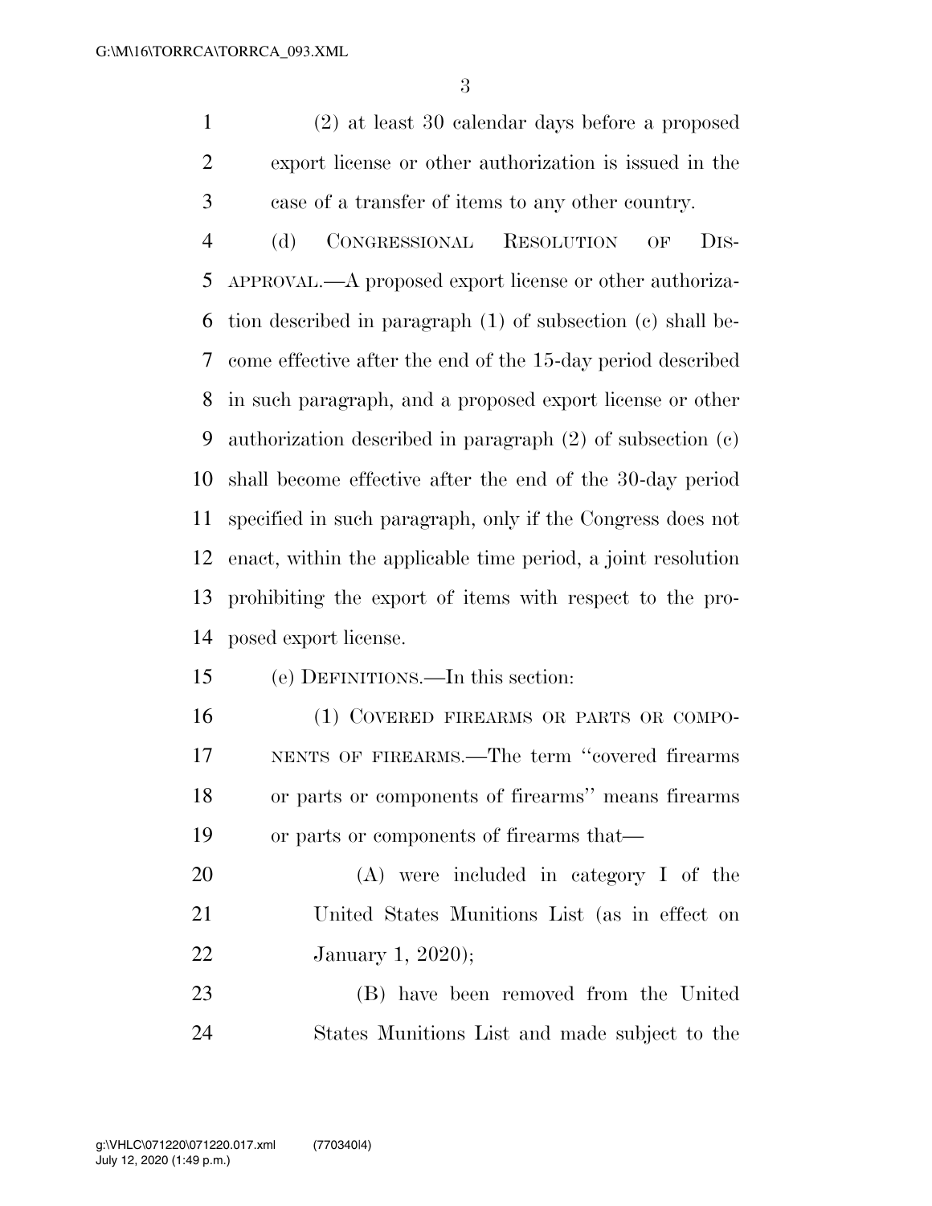(2) at least 30 calendar days before a proposed export license or other authorization is issued in the case of a transfer of items to any other country.

(d) CONGRESSIONAL RESOLUTION OF DISAPPROVAL.—A proposed export license or other authorization described in paragraph (1) of subsection (c) shall become effective after the end of the 15-day period described in such paragraph, and a proposed export license or other authorization described in paragraph (2) of subsection (c) shall become effective after the end of the 30-day period specified in such paragraph, only if the Congress does not enact, within the applicable time period, a joint resolution prohibiting the export of items with respect to the proposed export license.

(e) DEFINITIONS.—In this section:

(1) COVERED FIREARMS OR PARTS OR COMPONENTS OF FIREARMS.—The term ''covered firearms or parts or components of firearms'' means firearms or parts or components of firearms that—

(A) were included in category I of the United States Munitions List (as in effect on January 1, 2020);

(B) have been removed from the United States Munitions List and made subject to the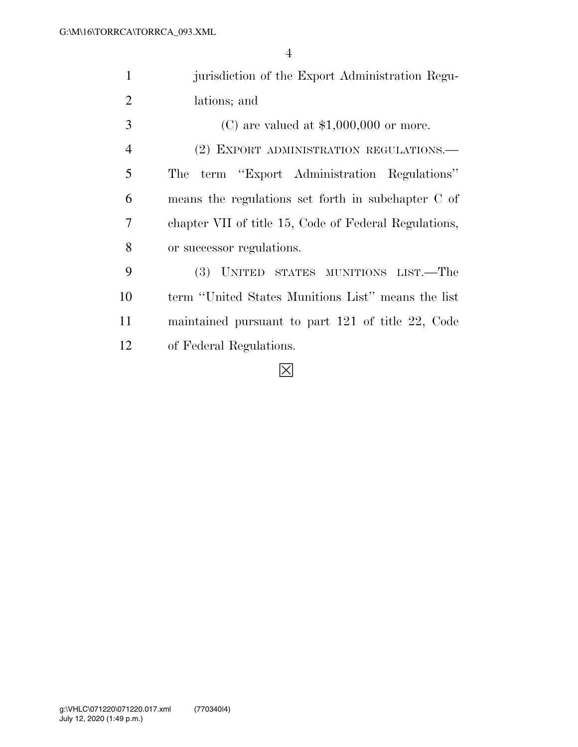jurisdiction of the Export Administration Regulations; and

(C) are valued at $1,000,000 or more.

(2) EXPORT ADMINISTRATION REGULATIONS.—The term ''Export Administration Regulations'' means the regulations set forth in subchapter C of chapter VII of title 15, Code of Federal Regulations, or successor regulations.

(3) UNITED STATES MUNITIONS LIST.—The term ''United States Munitions List'' means the list maintained pursuant to part 121 of title 22, Code of Federal Regulations.